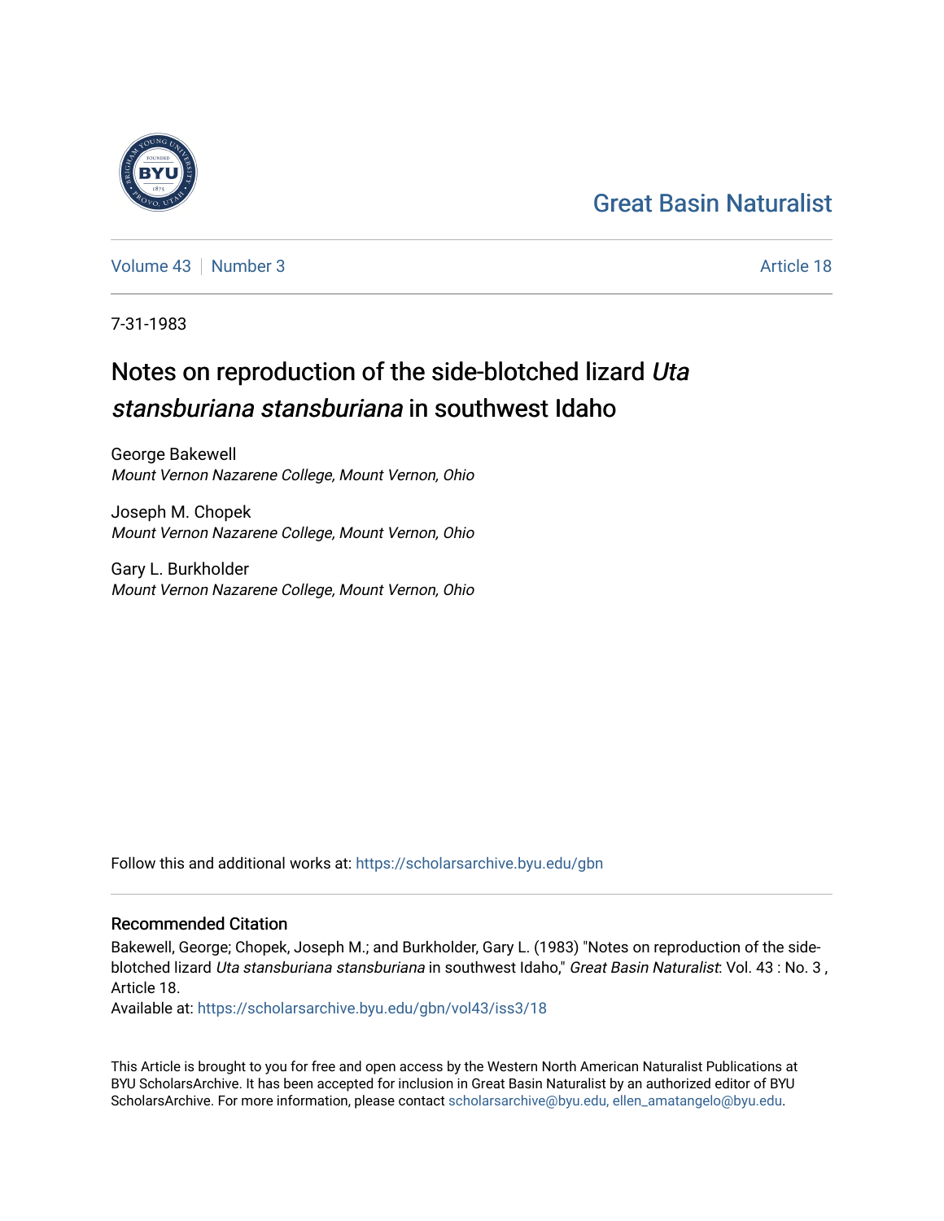Great Basin Naturalist

Volume 43 | Number 3 | Article 18

7-31-1983

# Notes on reproduction of the side-blotched lizard *Uta stansburiana stansburiana* in southwest Idaho

George Bakewell
*Mount Vernon Nazarene College, Mount Vernon, Ohio*

Joseph M. Chopek
*Mount Vernon Nazarene College, Mount Vernon, Ohio*

Gary L. Burkholder
*Mount Vernon Nazarene College, Mount Vernon, Ohio*

Follow this and additional works at: https://scholarsarchive.byu.edu/gbn

## Recommended Citation

Bakewell, George; Chopek, Joseph M.; and Burkholder, Gary L. (1983) "Notes on reproduction of the side-blotched lizard *Uta stansburiana stansburiana* in southwest Idaho," *Great Basin Naturalist*: Vol. 43 : No. 3 , Article 18.
Available at: https://scholarsarchive.byu.edu/gbn/vol43/iss3/18

This Article is brought to you for free and open access by the Western North American Naturalist Publications at BYU ScholarsArchive. It has been accepted for inclusion in Great Basin Naturalist by an authorized editor of BYU ScholarsArchive. For more information, please contact scholarsarchive@byu.edu, ellen_amatangelo@byu.edu.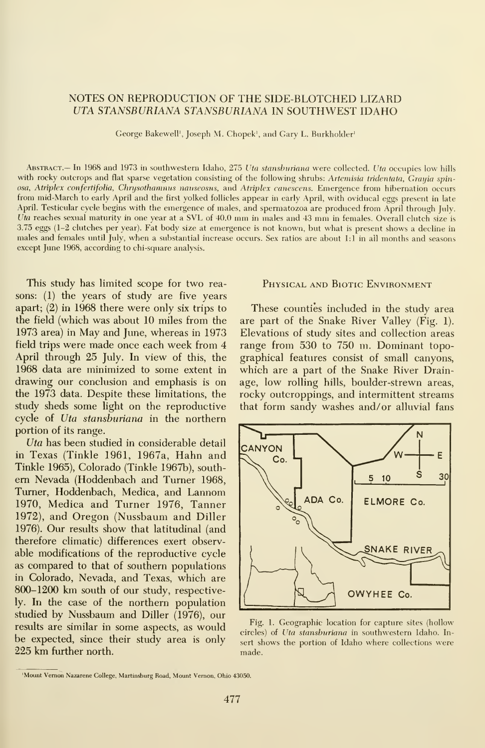# NOTES ON REPRODUCTION OF THE SIDE-BLOTCHED LIZARD *UTA STANSBURIANA STANSBURIANA* IN SOUTHWEST IDAHO

George Bakewell[1], Joseph M. Chopek[1], and Gary L. Burkholder[1]

Abstract.— In 1968 and 1973 in southwestern Idaho, 275 *Uta stansburiana* were collected. *Uta* occupies low hills with rocky outcrops and flat sparse vegetation consisting of the following shrubs: *Artemisia tridentata*, *Grayia spinosa*, *Atriplex confertifolia*, *Chrysothamnus nauseosus*, and *Atriplex canescens*. Emergence from hibernation occurs from mid-March to early April and the first yolked follicles appear in early April, with oviducal eggs present in late April. Testicular cycle begins with the emergence of males, and spermatozoa are produced from April through July. *Uta* reaches sexual maturity in one year at a SVL of 40.0 mm in males and 43 mm in females. Overall clutch size is 3.75 eggs (1–2 clutches per year). Fat body size at emergence is not known, but what is present shows a decline in males and females until July, when a substantial increase occurs. Sex ratios are about 1:1 in all months and seasons except June 1968, according to chi-square analysis.

This study has limited scope for two reasons: (1) the years of study are five years apart; (2) in 1968 there were only six trips to the field (which was about 10 miles from the 1973 area) in May and June, whereas in 1973 field trips were made once each week from 4 April through 25 July. In view of this, the 1968 data are minimized to some extent in drawing our conclusion and emphasis is on the 1973 data. Despite these limitations, the study sheds some light on the reproductive cycle of *Uta stansburiana* in the northern portion of its range.

*Uta* has been studied in considerable detail in Texas (Tinkle 1961, 1967a, Hahn and Tinkle 1965), Colorado (Tinkle 1967b), southern Nevada (Hoddenbach and Turner 1968, Turner, Hoddenbach, Medica, and Lannom 1970, Medica and Turner 1976, Tanner 1972), and Oregon (Nussbaum and Diller 1976). Our results show that latitudinal (and therefore climatic) differences exert observable modifications of the reproductive cycle as compared to that of southern populations in Colorado, Nevada, and Texas, which are 800–1200 km south of our study, respectively. In the case of the northern population studied by Nussbaum and Diller (1976), our results are similar in some aspects, as would be expected, since their study area is only 225 km further north.

## Physical and Biotic Environment

These counties included in the study area are part of the Snake River Valley (Fig. 1). Elevations of study sites and collection areas range from 530 to 750 m. Dominant topographical features consist of small canyons, which are a part of the Snake River Drainage, low rolling hills, boulder-strewn areas, rocky outcroppings, and intermittent streams that form sandy washes and/or alluvial fans

Fig. 1. Geographic location for capture sites (hollow circles) of *Uta stansburiana* in southwestern Idaho. Insert shows the portion of Idaho where collections were made.

[1]Mount Vernon Nazarene College, Martinsburg Road, Mount Vernon, Ohio 43050.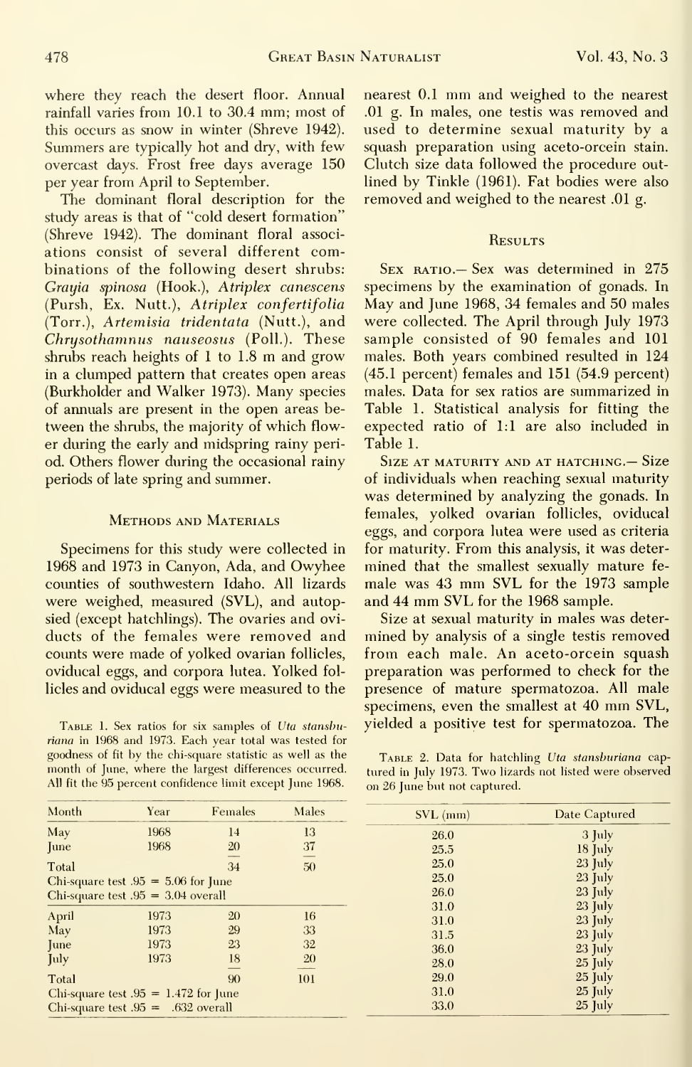where they reach the desert floor. Annual rainfall varies from 10.1 to 30.4 mm; most of this occurs as snow in winter (Shreve 1942). Summers are typically hot and dry, with few overcast days. Frost free days average 150 per year from April to September.

The dominant floral description for the study areas is that of "cold desert formation" (Shreve 1942). The dominant floral associations consist of several different combinations of the following desert shrubs: *Grayia spinosa* (Hook.), *Atriplex canescens* (Pursh, Ex. Nutt.), *Atriplex confertifolia* (Torr.), *Artemisia tridentata* (Nutt.), and *Chrysothamnus nauseosus* (Poll.). These shrubs reach heights of 1 to 1.8 m and grow in a clumped pattern that creates open areas (Burkholder and Walker 1973). Many species of annuals are present in the open areas between the shrubs, the majority of which flower during the early and midspring rainy period. Others flower during the occasional rainy periods of late spring and summer.

## Methods and Materials

Specimens for this study were collected in 1968 and 1973 in Canyon, Ada, and Owyhee counties of southwestern Idaho. All lizards were weighed, measured (SVL), and autopsied (except hatchlings). The ovaries and oviducts of the females were removed and counts were made of yolked ovarian follicles, oviducal eggs, and corpora lutea. Yolked follicles and oviducal eggs were measured to the nearest 0.1 mm and weighed to the nearest .01 g. In males, one testis was removed and used to determine sexual maturity by a squash preparation using aceto-orcein stain. Clutch size data followed the procedure outlined by Tinkle (1961). Fat bodies were also removed and weighed to the nearest .01 g.

## Results

Sex ratio.— Sex was determined in 275 specimens by the examination of gonads. In May and June 1968, 34 females and 50 males were collected. The April through July 1973 sample consisted of 90 females and 101 males. Both years combined resulted in 124 (45.1 percent) females and 151 (54.9 percent) males. Data for sex ratios are summarized in Table 1. Statistical analysis for fitting the expected ratio of 1:1 are also included in Table 1.

Size at maturity and at hatching.— Size of individuals when reaching sexual maturity was determined by analyzing the gonads. In females, yolked ovarian follicles, oviducal eggs, and corpora lutea were used as criteria for maturity. From this analysis, it was determined that the smallest sexually mature female was 43 mm SVL for the 1973 sample and 44 mm SVL for the 1968 sample.

Size at sexual maturity in males was determined by analysis of a single testis removed from each male. An aceto-orcein squash preparation was performed to check for the presence of mature spermatozoa. All male specimens, even the smallest at 40 mm SVL, yielded a positive test for spermatozoa. The

Table 1. Sex ratios for six samples of *Uta stansburiana* in 1968 and 1973. Each year total was tested for goodness of fit by the chi-square statistic as well as the month of June, where the largest differences occurred. All fit the 95 percent confidence limit except June 1968.

| Month | Year | Females | Males |
|---|---|---|---|
| May | 1968 | 14 | 13 |
| June | 1968 | 20 | 37 |
| Total | | 34 | 50 |
| Chi-square test .95 = 5.06 for June | | | |
| Chi-square test .95 = 3.04 overall | | | |
| April | 1973 | 20 | 16 |
| May | 1973 | 29 | 33 |
| June | 1973 | 23 | 32 |
| July | 1973 | 18 | 20 |
| Total | | 90 | 101 |
| Chi-square test .95 = 1.472 for June | | | |
| Chi-square test .95 = .632 overall | | | |

Table 2. Data for hatchling *Uta stansburiana* captured in July 1973. Two lizards not listed were observed on 26 June but not captured.

| SVL (mm) | Date Captured |
|---|---|
| 26.0 | 3 July |
| 25.5 | 18 July |
| 25.0 | 23 July |
| 25.0 | 23 July |
| 26.0 | 23 July |
| 31.0 | 23 July |
| 31.0 | 23 July |
| 31.5 | 23 July |
| 36.0 | 23 July |
| 28.0 | 25 July |
| 29.0 | 25 July |
| 31.0 | 25 July |
| 33.0 | 25 July |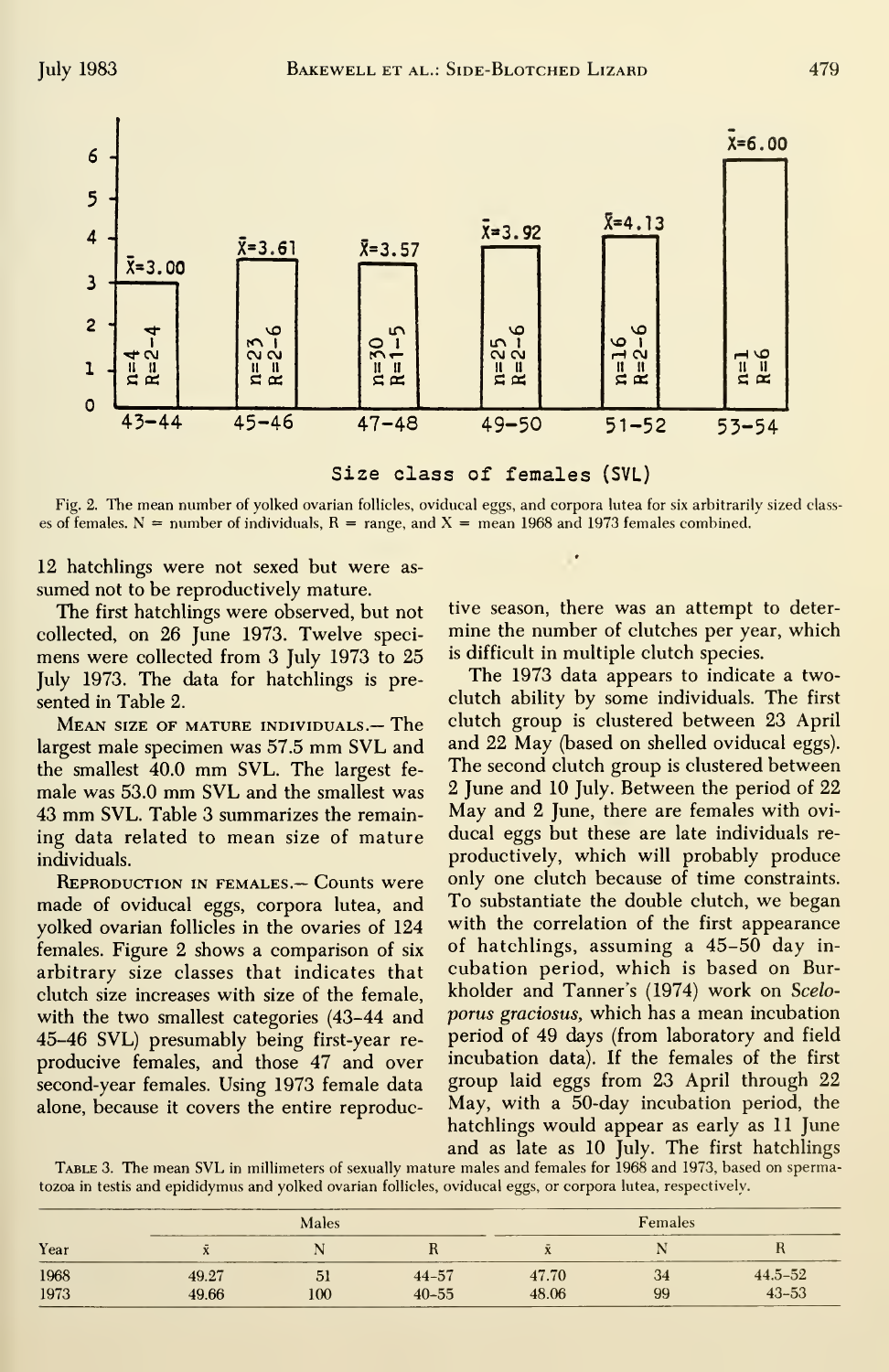Fig. 2. The mean number of yolked ovarian follicles, oviducal eggs, and corpora lutea for six arbitrarily sized classes of females. N = number of individuals, R = range, and X = mean 1968 and 1973 females combined.

12 hatchlings were not sexed but were assumed not to be reproductively mature.

The first hatchlings were observed, but not collected, on 26 June 1973. Twelve specimens were collected from 3 July 1973 to 25 July 1973. The data for hatchlings is presented in Table 2.

Mean size of mature individuals.— The largest male specimen was 57.5 mm SVL and the smallest 40.0 mm SVL. The largest female was 53.0 mm SVL and the smallest was 43 mm SVL. Table 3 summarizes the remaining data related to mean size of mature individuals.

Reproduction in females.— Counts were made of oviducal eggs, corpora lutea, and yolked ovarian follicles in the ovaries of 124 females. Figure 2 shows a comparison of six arbitrary size classes that indicates that clutch size increases with size of the female, with the two smallest categories (43–44 and 45–46 SVL) presumably being first-year reproducive females, and those 47 and over second-year females. Using 1973 female data alone, because it covers the entire reproductive season, there was an attempt to determine the number of clutches per year, which is difficult in multiple clutch species.

The 1973 data appears to indicate a two-clutch ability by some individuals. The first clutch group is clustered between 23 April and 22 May (based on shelled oviducal eggs). The second clutch group is clustered between 2 June and 10 July. Between the period of 22 May and 2 June, there are females with oviducal eggs but these are late individuals reproductively, which will probably produce only one clutch because of time constraints. To substantiate the double clutch, we began with the correlation of the first appearance of hatchlings, assuming a 45–50 day incubation period, which is based on Burkholder and Tanner's (1974) work on *Sceloporus graciosus*, which has a mean incubation period of 49 days (from laboratory and field incubation data). If the females of the first group laid eggs from 23 April through 22 May, with a 50-day incubation period, the hatchlings would appear as early as 11 June and as late as 10 July. The first hatchlings

Table 3. The mean SVL in millimeters of sexually mature males and females for 1968 and 1973, based on spermatozoa in testis and epididymus and yolked ovarian follicles, oviducal eggs, or corpora lutea, respectively.

| Year | Males | | | Females | | |
|---|---|---|---|---|---|---|
| | $\bar{x}$ | N | R | $\bar{x}$ | N | R |
| 1968 | 49.27 | 51 | 44–57 | 47.70 | 34 | 44.5–52 |
| 1973 | 49.66 | 100 | 40–55 | 48.06 | 99 | 43–53 |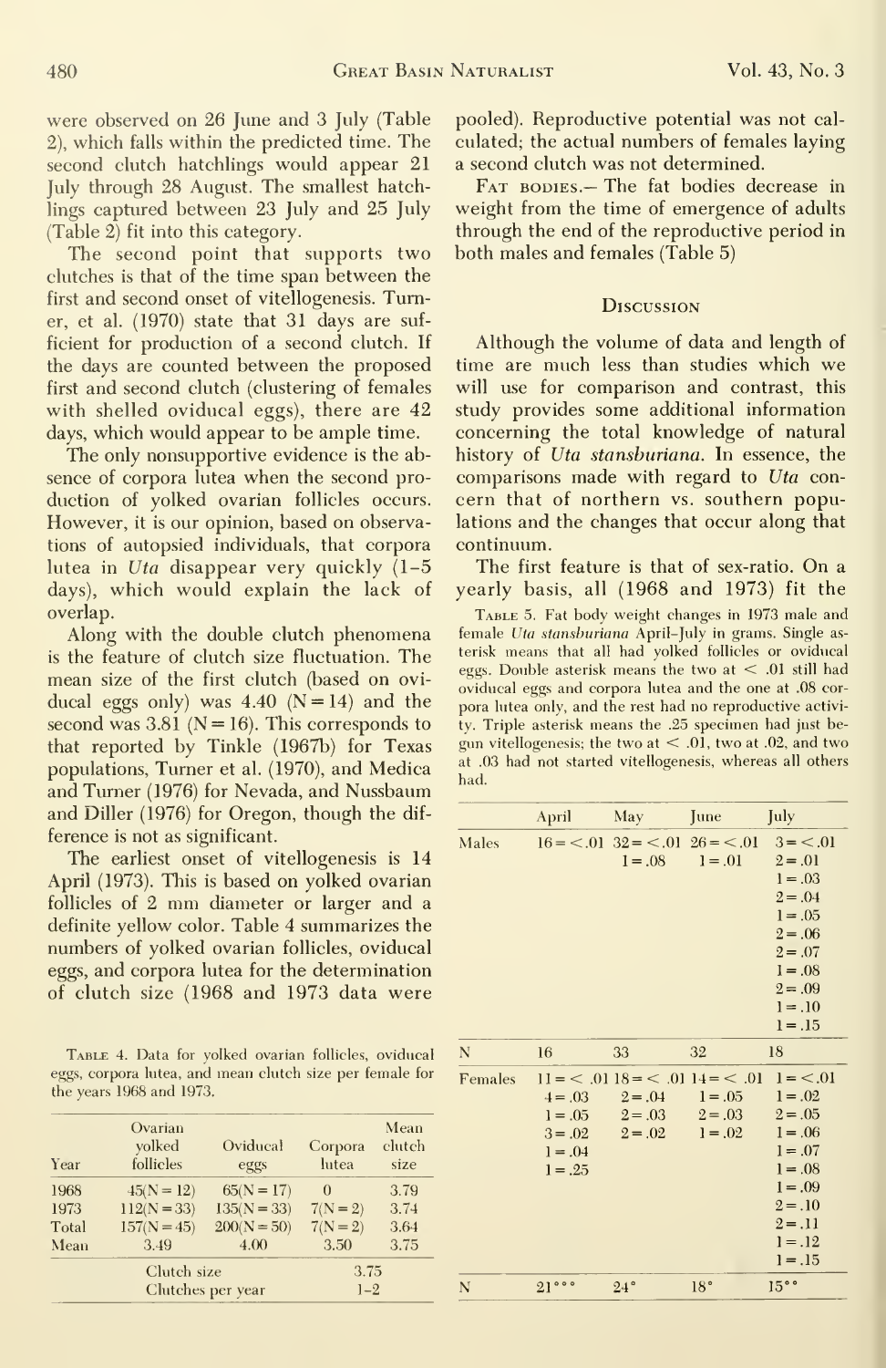were observed on 26 June and 3 July (Table 2), which falls within the predicted time. The second clutch hatchlings would appear 21 July through 28 August. The smallest hatchlings captured between 23 July and 25 July (Table 2) fit into this category.

The second point that supports two clutches is that of the time span between the first and second onset of vitellogenesis. Turner, et al. (1970) state that 31 days are sufficient for production of a second clutch. If the days are counted between the proposed first and second clutch (clustering of females with shelled oviducal eggs), there are 42 days, which would appear to be ample time.

The only nonsupportive evidence is the absence of corpora lutea when the second production of yolked ovarian follicles occurs. However, it is our opinion, based on observations of autopsied individuals, that corpora lutea in *Uta* disappear very quickly (1–5 days), which would explain the lack of overlap.

Along with the double clutch phenomena is the feature of clutch size fluctuation. The mean size of the first clutch (based on oviducal eggs only) was 4.40 (N = 14) and the second was 3.81 (N = 16). This corresponds to that reported by Tinkle (1967b) for Texas populations, Turner et al. (1970), and Medica and Turner (1976) for Nevada, and Nussbaum and Diller (1976) for Oregon, though the difference is not as significant.

The earliest onset of vitellogenesis is 14 April (1973). This is based on yolked ovarian follicles of 2 mm diameter or larger and a definite yellow color. Table 4 summarizes the numbers of yolked ovarian follicles, oviducal eggs, and corpora lutea for the determination of clutch size (1968 and 1973 data were pooled). Reproductive potential was not calculated; the actual numbers of females laying a second clutch was not determined.

Table 4. Data for yolked ovarian follicles, oviducal eggs, corpora lutea, and mean clutch size per female for the years 1968 and 1973.

| Year | Ovarian yolked follicles | Oviducal eggs | Corpora lutea | Mean clutch size |
|---|---|---|---|---|
| 1968 | 45(N = 12) | 65(N = 17) | 0 | 3.79 |
| 1973 | 112(N = 33) | 135(N = 33) | 7(N = 2) | 3.74 |
| Total | 157(N = 45) | 200(N = 50) | 7(N = 2) | 3.64 |
| Mean | 3.49 | 4.00 | 3.50 | 3.75 |
| | Clutch size | | 3.75 | |
| | Clutches per year | | 1–2 | |

Fat bodies.— The fat bodies decrease in weight from the time of emergence of adults through the end of the reproductive period in both males and females (Table 5)

## Discussion

Although the volume of data and length of time are much less than studies which we will use for comparison and contrast, this study provides some additional information concerning the total knowledge of natural history of *Uta stansburiana*. In essence, the comparisons made with regard to *Uta* concern that of northern vs. southern populations and the changes that occur along that continuum.

The first feature is that of sex-ratio. On a yearly basis, all (1968 and 1973) fit the

Table 5. Fat body weight changes in 1973 male and female *Uta stansburiana* April–July in grams. Single asterisk means that all had yolked follicles or oviducal eggs. Double asterisk means the two at < .01 still had oviducal eggs and corpora lutea and the one at .08 corpora lutea only, and the rest had no reproductive activity. Triple asterisk means the .25 specimen had just begun vitellogenesis; the two at < .01, two at .02, and two at .03 had not started vitellogenesis, whereas all others had.

| | April | May | June | July |
|---|---|---|---|---|
| Males | 16 = < .01 | 32 = < .01<br>1 = .08 | 26 = < .01<br>1 = .01 | 3 = < .01<br>2 = .01<br>1 = .03<br>2 = .04<br>1 = .05<br>2 = .06<br>2 = .07<br>1 = .08<br>2 = .09<br>1 = .10<br>1 = .15 |
| N | 16 | 33 | 32 | 18 |
| Females | 11 = < .01<br>4 = .03<br>1 = .05<br>3 = .02<br>1 = .04<br>1 = .25 | 18 = < .01<br>2 = .04<br>2 = .03<br>2 = .02 | 14 = < .01<br>1 = .05<br>2 = .03<br>1 = .02 | 1 = < .01<br>1 = .02<br>2 = .05<br>1 = .06<br>1 = .07<br>1 = .08<br>1 = .09<br>2 = .10<br>2 = .11<br>1 = .12<br>1 = .15 |
| N | 21*** | 24* | 18* | 15** |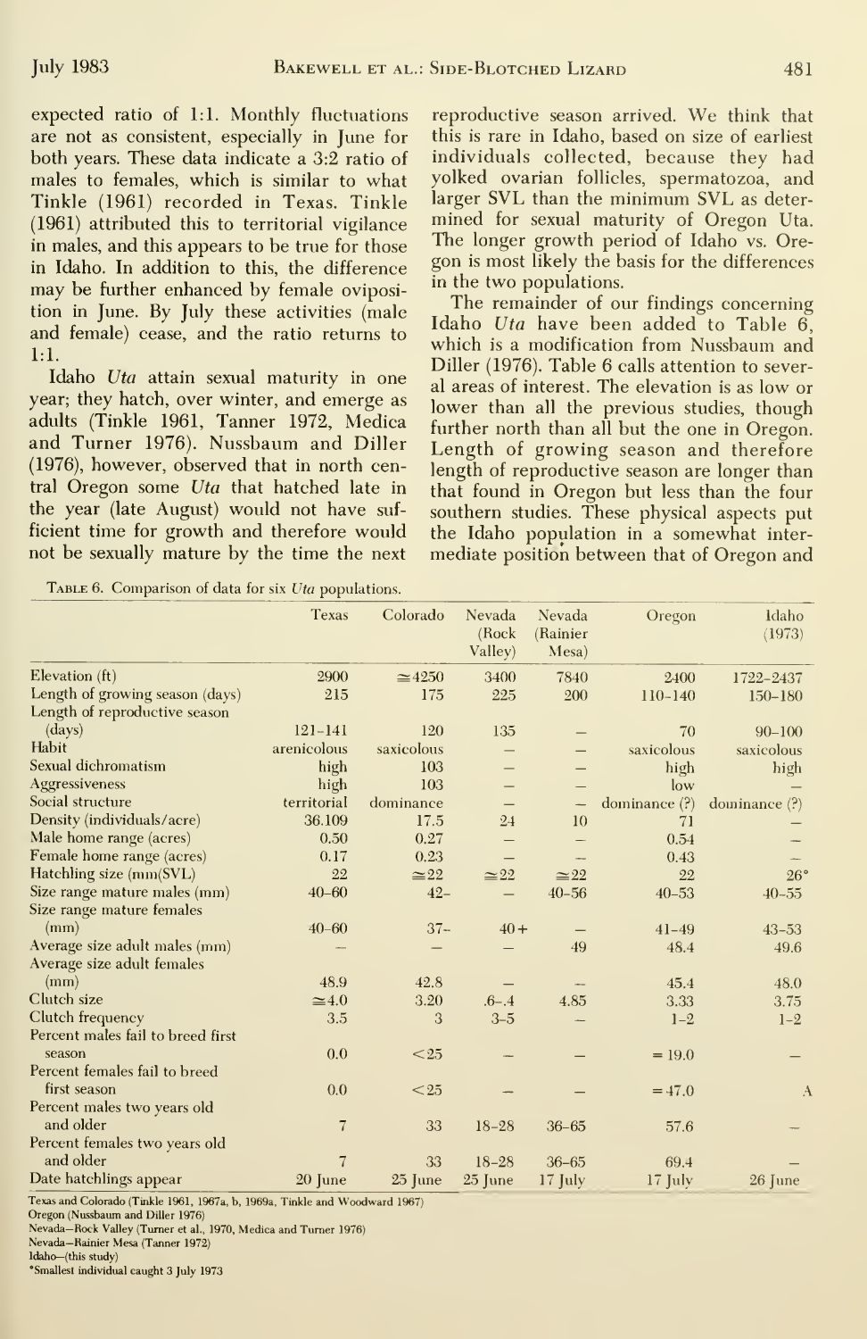expected ratio of 1:1. Monthly fluctuations are not as consistent, especially in June for both years. These data indicate a 3:2 ratio of males to females, which is similar to what Tinkle (1961) recorded in Texas. Tinkle (1961) attributed this to territorial vigilance in males, and this appears to be true for those in Idaho. In addition to this, the difference may be further enhanced by female oviposition in June. By July these activities (male and female) cease, and the ratio returns to 1:1.

Idaho *Uta* attain sexual maturity in one year; they hatch, over winter, and emerge as adults (Tinkle 1961, Tanner 1972, Medica and Turner 1976). Nussbaum and Diller (1976), however, observed that in north central Oregon some *Uta* that hatched late in the year (late August) would not have sufficient time for growth and therefore would not be sexually mature by the time the next reproductive season arrived. We think that this is rare in Idaho, based on size of earliest individuals collected, because they had yolked ovarian follicles, spermatozoa, and larger SVL than the minimum SVL as determined for sexual maturity of Oregon *Uta*. The longer growth period of Idaho vs. Oregon is most likely the basis for the differences in the two populations.

The remainder of our findings concerning Idaho *Uta* have been added to Table 6, which is a modification from Nussbaum and Diller (1976). Table 6 calls attention to several areas of interest. The elevation is as low or lower than all the previous studies, though further north than all but the one in Oregon. Length of growing season and therefore length of reproductive season are longer than that found in Oregon but less than the four southern studies. These physical aspects put the Idaho population in a somewhat intermediate position between that of Oregon and

Table 6. Comparison of data for six *Uta* populations.

| | Texas | Colorado | Nevada (Rock Valley) | Nevada (Rainier Mesa) | Oregon | Idaho (1973) |
|---|---|---|---|---|---|---|
| Elevation (ft) | 2900 | ≅4250 | 3400 | 7840 | 2400 | 1722–2437 |
| Length of growing season (days) | 215 | 175 | 225 | 200 | 110–140 | 150–180 |
| Length of reproductive season (days) | 121–141 | 120 | 135 | — | 70 | 90–100 |
| Habit | arenicolous | saxicolous | — | — | saxicolous | saxicolous |
| Sexual dichromatism | high | 103 | — | — | high | high |
| Aggressiveness | high | 103 | — | — | low | — |
| Social structure | territorial | dominance | — | — | dominance (?) | dominance (?) |
| Density (individuals/acre) | 36.109 | 17.5 | 24 | 10 | 71 | — |
| Male home range (acres) | 0.50 | 0.27 | — | — | 0.54 | — |
| Female home range (acres) | 0.17 | 0.23 | — | — | 0.43 | — |
| Hatchling size (mm(SVL) | 22 | ≅22 | ≅22 | ≅22 | 22 | 26° |
| Size range mature males (mm) | 40–60 | 42– | — | 40–56 | 40–53 | 40–55 |
| Size range mature females (mm) | 40–60 | 37– | 40+ | — | 41–49 | 43–53 |
| Average size adult males (mm) | — | — | — | 49 | 48.4 | 49.6 |
| Average size adult females (mm) | 48.9 | 42.8 | — | — | 45.4 | 48.0 |
| Clutch size | ≅4.0 | 3.20 | .6–.4 | 4.85 | 3.33 | 3.75 |
| Clutch frequency | 3.5 | 3 | 3–5 | — | 1–2 | 1–2 |
| Percent males fail to breed first season | 0.0 | <25 | — | — | = 19.0 | — |
| Percent females fail to breed first season | 0.0 | <25 | — | — | = 47.0 | A |
| Percent males two years old and older | 7 | 33 | 18–28 | 36–65 | 57.6 | — |
| Percent females two years old and older | 7 | 33 | 18–28 | 36–65 | 69.4 | — |
| Date hatchlings appear | 20 June | 25 June | 25 June | 17 July | 17 July | 26 June |

Texas and Colorado (Tinkle 1961, 1967a, b, 1969a, Tinkle and Woodward 1967)
Oregon (Nussbaum and Diller 1976)
Nevada—Rock Valley (Turner et al., 1970, Medica and Turner 1976)
Nevada—Rainier Mesa (Tanner 1972)
Idaho—(this study)
°Smallest individual caught 3 July 1973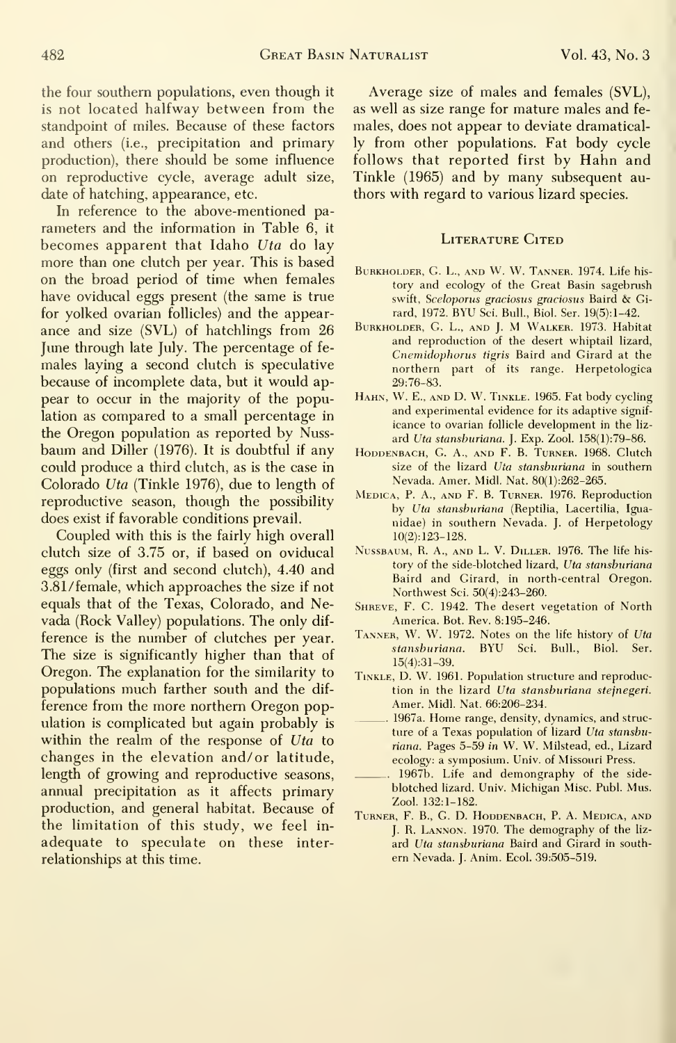the four southern populations, even though it is not located halfway between from the standpoint of miles. Because of these factors and others (i.e., precipitation and primary production), there should be some influence on reproductive cycle, average adult size, date of hatching, appearance, etc.

In reference to the above-mentioned parameters and the information in Table 6, it becomes apparent that Idaho *Uta* do lay more than one clutch per year. This is based on the broad period of time when females have oviducal eggs present (the same is true for yolked ovarian follicles) and the appearance and size (SVL) of hatchlings from 26 June through late July. The percentage of females laying a second clutch is speculative because of incomplete data, but it would appear to occur in the majority of the population as compared to a small percentage in the Oregon population as reported by Nussbaum and Diller (1976). It is doubtful if any could produce a third clutch, as is the case in Colorado *Uta* (Tinkle 1976), due to length of reproductive season, though the possibility does exist if favorable conditions prevail.

Coupled with this is the fairly high overall clutch size of 3.75 or, if based on oviducal eggs only (first and second clutch), 4.40 and 3.81/female, which approaches the size if not equals that of the Texas, Colorado, and Nevada (Rock Valley) populations. The only difference is the number of clutches per year. The size is significantly higher than that of Oregon. The explanation for the similarity to populations much farther south and the difference from the more northern Oregon population is complicated but again probably is within the realm of the response of *Uta* to changes in the elevation and/or latitude, length of growing and reproductive seasons, annual precipitation as it affects primary production, and general habitat. Because of the limitation of this study, we feel inadequate to speculate on these interrelationships at this time.

Average size of males and females (SVL), as well as size range for mature males and females, does not appear to deviate dramatically from other populations. Fat body cycle follows that reported first by Hahn and Tinkle (1965) and by many subsequent authors with regard to various lizard species.

## Literature Cited

Burkholder, G. L., and W. W. Tanner. 1974. Life history and ecology of the Great Basin sagebrush swift, *Sceloporus graciosus graciosus* Baird & Girard, 1972. BYU Sci. Bull., Biol. Ser. 19(5):1–42.

Burkholder, G. L., and J. M Walker. 1973. Habitat and reproduction of the desert whiptail lizard, *Cnemidophorus tigris* Baird and Girard at the northern part of its range. Herpetologica 29:76–83.

Hahn, W. E., and D. W. Tinkle. 1965. Fat body cycling and experimental evidence for its adaptive significance to ovarian follicle development in the lizard *Uta stansburiana*. J. Exp. Zool. 158(1):79–86.

Hoddenbach, G. A., and F. B. Turner. 1968. Clutch size of the lizard *Uta stansburiana* in southern Nevada. Amer. Midl. Nat. 80(1):262–265.

Medica, P. A., and F. B. Turner. 1976. Reproduction by *Uta stansburiana* (Reptilia, Lacertilia, Iguanidae) in southern Nevada. J. of Herpetology 10(2):123–128.

Nussbaum, R. A., and L. V. Diller. 1976. The life history of the side-blotched lizard, *Uta stansburiana* Baird and Girard, in north-central Oregon. Northwest Sci. 50(4):243–260.

Shreve, F. C. 1942. The desert vegetation of North America. Bot. Rev. 8:195–246.

Tanner, W. W. 1972. Notes on the life history of *Uta stansburiana*. BYU Sci. Bull., Biol. Ser. 15(4):31–39.

Tinkle, D. W. 1961. Population structure and reproduction in the lizard *Uta stansburiana stejnegeri*. Amer. Midl. Nat. 66:206–234.

———. 1967a. Home range, density, dynamics, and structure of a Texas population of lizard *Uta stansburiana*. Pages 5–59 *in* W. W. Milstead, ed., Lizard ecology: a symposium. Univ. of Missouri Press.

———. 1967b. Life and demongraphy of the side-blotched lizard. Univ. Michigan Misc. Publ. Mus. Zool. 132:1–182.

Turner, F. B., G. D. Hoddenbach, P. A. Medica, and J. R. Lannon. 1970. The demography of the lizard *Uta stansburiana* Baird and Girard in southern Nevada. J. Anim. Ecol. 39:505–519.